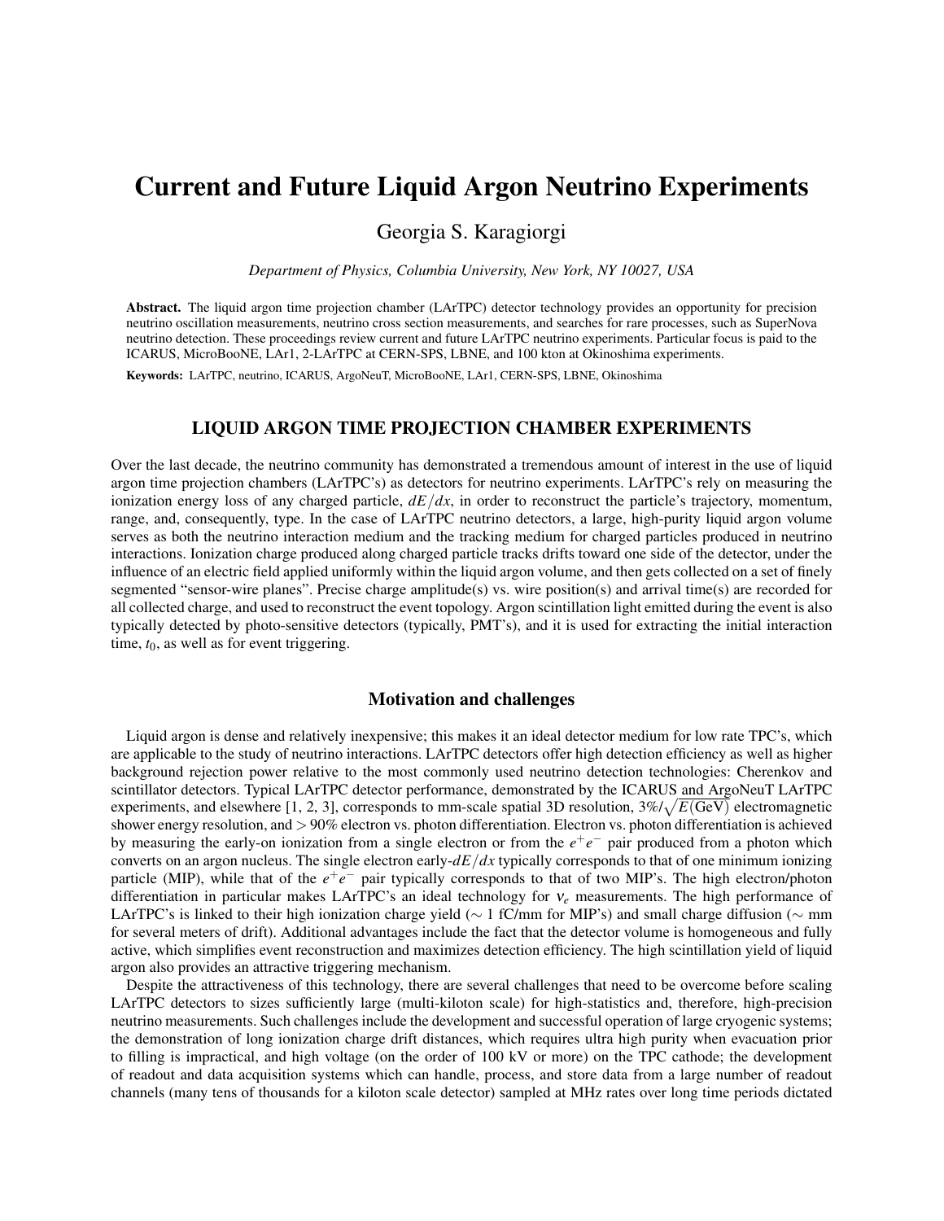# Current and Future Liquid Argon Neutrino Experiments

Georgia S. Karagiorgi

*Department of Physics, Columbia University, New York, NY 10027, USA*

**Abstract.** The liquid argon time projection chamber (LArTPC) detector technology provides an opportunity for precision neutrino oscillation measurements, neutrino cross section measurements, and searches for rare processes, such as SuperNova neutrino detection. These proceedings review current and future LArTPC neutrino experiments. Particular focus is paid to the ICARUS, MicroBooNE, LAr1, 2-LArTPC at CERN-SPS, LBNE, and 100 kton at Okinoshima experiments.

**Keywords:** LArTPC, neutrino, ICARUS, ArgoNeuT, MicroBooNE, LAr1, CERN-SPS, LBNE, Okinoshima

## LIQUID ARGON TIME PROJECTION CHAMBER EXPERIMENTS

Over the last decade, the neutrino community has demonstrated a tremendous amount of interest in the use of liquid argon time projection chambers (LArTPC's) as detectors for neutrino experiments. LArTPC's rely on measuring the ionization energy loss of any charged particle, $dE/dx$, in order to reconstruct the particle's trajectory, momentum, range, and, consequently, type. In the case of LArTPC neutrino detectors, a large, high-purity liquid argon volume serves as both the neutrino interaction medium and the tracking medium for charged particles produced in neutrino interactions. Ionization charge produced along charged particle tracks drifts toward one side of the detector, under the influence of an electric field applied uniformly within the liquid argon volume, and then gets collected on a set of finely segmented "sensor-wire planes". Precise charge amplitude(s) vs. wire position(s) and arrival time(s) are recorded for all collected charge, and used to reconstruct the event topology. Argon scintillation light emitted during the event is also typically detected by photo-sensitive detectors (typically, PMT's), and it is used for extracting the initial interaction time, $t_0$, as well as for event triggering.

### Motivation and challenges

Liquid argon is dense and relatively inexpensive; this makes it an ideal detector medium for low rate TPC's, which are applicable to the study of neutrino interactions. LArTPC detectors offer high detection efficiency as well as higher background rejection power relative to the most commonly used neutrino detection technologies: Cherenkov and scintillator detectors. Typical LArTPC detector performance, demonstrated by the ICARUS and ArgoNeuT LArTPC experiments, and elsewhere [1, 2, 3], corresponds to mm-scale spatial 3D resolution, $3\%/\sqrt{E(\text{GeV})}$ electromagnetic shower energy resolution, and $>90\%$ electron vs. photon differentiation. Electron vs. photon differentiation is achieved by measuring the early-on ionization from a single electron or from the $e^+e^-$ pair produced from a photon which converts on an argon nucleus. The single electron early-$dE/dx$ typically corresponds to that of one minimum ionizing particle (MIP), while that of the $e^+e^-$ pair typically corresponds to that of two MIP's. The high electron/photon differentiation in particular makes LArTPC's an ideal technology for $\nu_e$ measurements. The high performance of LArTPC's is linked to their high ionization charge yield ($\sim$ 1 fC/mm for MIP's) and small charge diffusion ($\sim$ mm for several meters of drift). Additional advantages include the fact that the detector volume is homogeneous and fully active, which simplifies event reconstruction and maximizes detection efficiency. The high scintillation yield of liquid argon also provides an attractive triggering mechanism.

Despite the attractiveness of this technology, there are several challenges that need to be overcome before scaling LArTPC detectors to sizes sufficiently large (multi-kiloton scale) for high-statistics and, therefore, high-precision neutrino measurements. Such challenges include the development and successful operation of large cryogenic systems; the demonstration of long ionization charge drift distances, which requires ultra high purity when evacuation prior to filling is impractical, and high voltage (on the order of 100 kV or more) on the TPC cathode; the development of readout and data acquisition systems which can handle, process, and store data from a large number of readout channels (many tens of thousands for a kiloton scale detector) sampled at MHz rates over long time periods dictated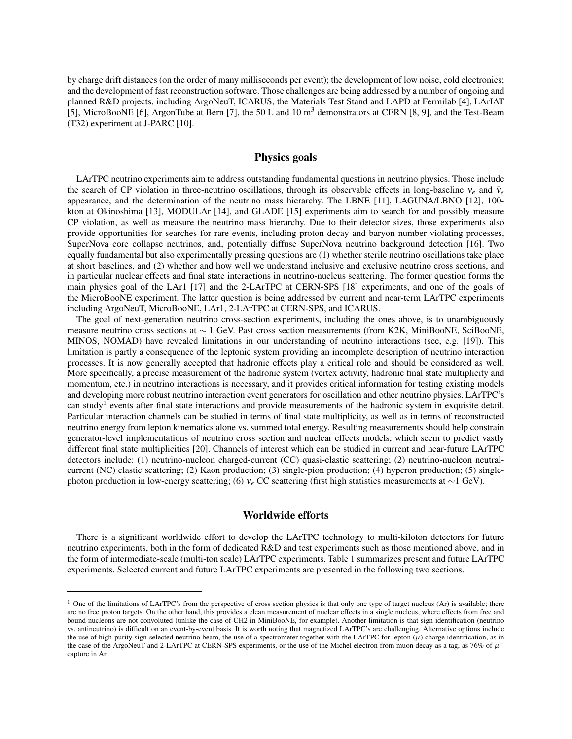by charge drift distances (on the order of many milliseconds per event); the development of low noise, cold electronics; and the development of fast reconstruction software. Those challenges are being addressed by a number of ongoing and planned R&D projects, including ArgoNeuT, ICARUS, the Materials Test Stand and LAPD at Fermilab [4], LArIAT [5], MicroBooNE [6], ArgonTube at Bern [7], the 50 L and 10 m$^3$ demonstrators at CERN [8, 9], and the Test-Beam (T32) experiment at J-PARC [10].

## Physics goals

LArTPC neutrino experiments aim to address outstanding fundamental questions in neutrino physics. Those include the search of CP violation in three-neutrino oscillations, through its observable effects in long-baseline $\nu_e$ and $\bar{\nu}_e$ appearance, and the determination of the neutrino mass hierarchy. The LBNE [11], LAGUNA/LBNO [12], 100-kton at Okinoshima [13], MODULAr [14], and GLADE [15] experiments aim to search for and possibly measure CP violation, as well as measure the neutrino mass hierarchy. Due to their detector sizes, those experiments also provide opportunities for searches for rare events, including proton decay and baryon number violating processes, SuperNova core collapse neutrinos, and, potentially diffuse SuperNova neutrino background detection [16]. Two equally fundamental but also experimentally pressing questions are (1) whether sterile neutrino oscillations take place at short baselines, and (2) whether and how well we understand inclusive and exclusive neutrino cross sections, and in particular nuclear effects and final state interactions in neutrino-nucleus scattering. The former question forms the main physics goal of the LAr1 [17] and the 2-LArTPC at CERN-SPS [18] experiments, and one of the goals of the MicroBooNE experiment. The latter question is being addressed by current and near-term LArTPC experiments including ArgoNeuT, MicroBooNE, LAr1, 2-LArTPC at CERN-SPS, and ICARUS.

The goal of next-generation neutrino cross-section experiments, including the ones above, is to unambiguously measure neutrino cross sections at $\sim 1$ GeV. Past cross section measurements (from K2K, MiniBooNE, SciBooNE, MINOS, NOMAD) have revealed limitations in our understanding of neutrino interactions (see, e.g. [19]). This limitation is partly a consequence of the leptonic system providing an incomplete description of neutrino interaction processes. It is now generally accepted that hadronic effects play a critical role and should be considered as well. More specifically, a precise measurement of the hadronic system (vertex activity, hadronic final state multiplicity and momentum, etc.) in neutrino interactions is necessary, and it provides critical information for testing existing models and developing more robust neutrino interaction event generators for oscillation and other neutrino physics. LArTPC's can study[1] events after final state interactions and provide measurements of the hadronic system in exquisite detail. Particular interaction channels can be studied in terms of final state multiplicity, as well as in terms of reconstructed neutrino energy from lepton kinematics alone vs. summed total energy. Resulting measurements should help constrain generator-level implementations of neutrino cross section and nuclear effects models, which seem to predict vastly different final state multiplicities [20]. Channels of interest which can be studied in current and near-future LArTPC detectors include: (1) neutrino-nucleon charged-current (CC) quasi-elastic scattering; (2) neutrino-nucleon neutral-current (NC) elastic scattering; (2) Kaon production; (3) single-pion production; (4) hyperon production; (5) single-photon production in low-energy scattering; (6) $\nu_e$ CC scattering (first high statistics measurements at $\sim$1 GeV).

## Worldwide efforts

There is a significant worldwide effort to develop the LArTPC technology to multi-kiloton detectors for future neutrino experiments, both in the form of dedicated R&D and test experiments such as those mentioned above, and in the form of intermediate-scale (multi-ton scale) LArTPC experiments. Table 1 summarizes present and future LArTPC experiments. Selected current and future LArTPC experiments are presented in the following two sections.

---

[1] One of the limitations of LArTPC's from the perspective of cross section physics is that only one type of target nucleus (Ar) is available; there are no free proton targets. On the other hand, this provides a clean measurement of nuclear effects in a single nucleus, where effects from free and bound nucleons are not convoluted (unlike the case of CH2 in MiniBooNE, for example). Another limitation is that sign identification (neutrino vs. antineutrino) is difficult on an event-by-event basis. It is worth noting that magnetized LArTPC's are challenging. Alternative options include the use of high-purity sign-selected neutrino beam, the use of a spectrometer together with the LArTPC for lepton ($\mu$) charge identification, as in the case of the ArgoNeuT and 2-LArTPC at CERN-SPS experiments, or the use of the Michel electron from muon decay as a tag, as 76% of $\mu^-$ capture in Ar.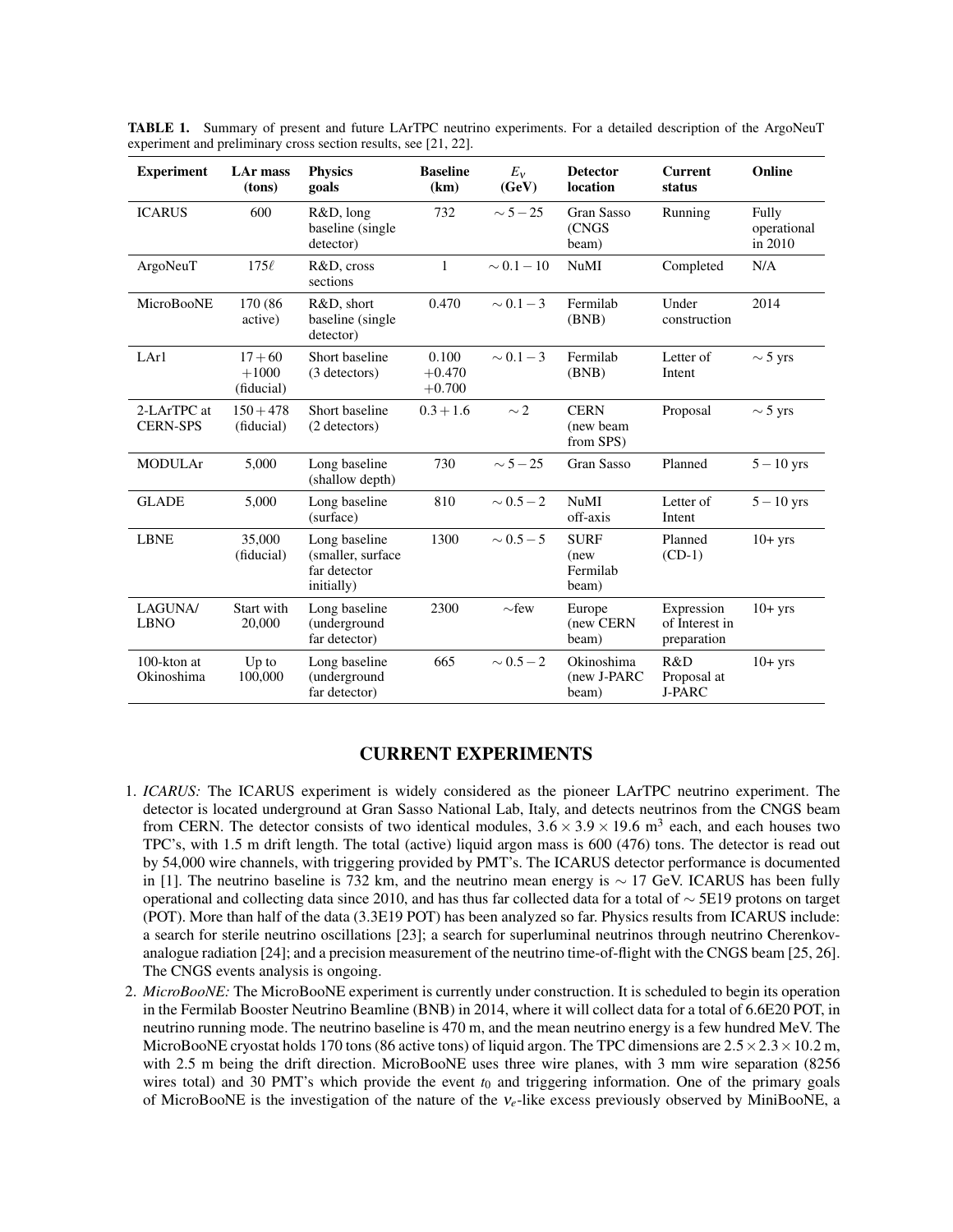**TABLE 1.** Summary of present and future LArTPC neutrino experiments. For a detailed description of the ArgoNeuT experiment and preliminary cross section results, see [21, 22].

| Experiment | LAr mass (tons) | Physics goals | Baseline (km) | $E_\nu$ (GeV) | Detector location | Current status | Online |
|---|---|---|---|---|---|---|---|
| ICARUS | 600 | R&D, long baseline (single detector) | 732 | $\sim 5-25$ | Gran Sasso (CNGS beam) | Running | Fully operational in 2010 |
| ArgoNeuT | $175\ell$ | R&D, cross sections | 1 | $\sim 0.1-10$ | NuMI | Completed | N/A |
| MicroBooNE | 170 (86 active) | R&D, short baseline (single detector) | 0.470 | $\sim 0.1-3$ | Fermilab (BNB) | Under construction | 2014 |
| LAr1 | $17+60$ $+1000$ (fiducial) | Short baseline (3 detectors) | 0.100 $+0.470$ $+0.700$ | $\sim 0.1-3$ | Fermilab (BNB) | Letter of Intent | $\sim 5$ yrs |
| 2-LArTPC at CERN-SPS | $150+478$ (fiducial) | Short baseline (2 detectors) | $0.3+1.6$ | $\sim 2$ | CERN (new beam from SPS) | Proposal | $\sim 5$ yrs |
| MODULAr | 5,000 | Long baseline (shallow depth) | 730 | $\sim 5-25$ | Gran Sasso | Planned | $5-10$ yrs |
| GLADE | 5,000 | Long baseline (surface) | 810 | $\sim 0.5-2$ | NuMI off-axis | Letter of Intent | $5-10$ yrs |
| LBNE | 35,000 (fiducial) | Long baseline (smaller, surface far detector initially) | 1300 | $\sim 0.5-5$ | SURF (new Fermilab beam) | Planned (CD-1) | 10+ yrs |
| LAGUNA/ LBNO | Start with 20,000 | Long baseline (underground far detector) | 2300 | $\sim$few | Europe (new CERN beam) | Expression of Interest in preparation | 10+ yrs |
| 100-kton at Okinoshima | Up to 100,000 | Long baseline (underground far detector) | 665 | $\sim 0.5-2$ | Okinoshima (new J-PARC beam) | R&D Proposal at J-PARC | 10+ yrs |

## CURRENT EXPERIMENTS

1. *ICARUS:* The ICARUS experiment is widely considered as the pioneer LArTPC neutrino experiment. The detector is located underground at Gran Sasso National Lab, Italy, and detects neutrinos from the CNGS beam from CERN. The detector consists of two identical modules, $3.6 \times 3.9 \times 19.6$ m$^3$ each, and each houses two TPC's, with 1.5 m drift length. The total (active) liquid argon mass is 600 (476) tons. The detector is read out by 54,000 wire channels, with triggering provided by PMT's. The ICARUS detector performance is documented in [1]. The neutrino baseline is 732 km, and the neutrino mean energy is $\sim 17$ GeV. ICARUS has been fully operational and collecting data since 2010, and has thus far collected data for a total of $\sim$ 5E19 protons on target (POT). More than half of the data (3.3E19 POT) has been analyzed so far. Physics results from ICARUS include: a search for sterile neutrino oscillations [23]; a search for superluminal neutrinos through neutrino Cherenkov-analogue radiation [24]; and a precision measurement of the neutrino time-of-flight with the CNGS beam [25, 26]. The CNGS events analysis is ongoing.
2. *MicroBooNE:* The MicroBooNE experiment is currently under construction. It is scheduled to begin its operation in the Fermilab Booster Neutrino Beamline (BNB) in 2014, where it will collect data for a total of 6.6E20 POT, in neutrino running mode. The neutrino baseline is 470 m, and the mean neutrino energy is a few hundred MeV. The MicroBooNE cryostat holds 170 tons (86 active tons) of liquid argon. The TPC dimensions are $2.5 \times 2.3 \times 10.2$ m, with 2.5 m being the drift direction. MicroBooNE uses three wire planes, with 3 mm wire separation (8256 wires total) and 30 PMT's which provide the event $t_0$ and triggering information. One of the primary goals of MicroBooNE is the investigation of the nature of the $\nu_e$-like excess previously observed by MiniBooNE, a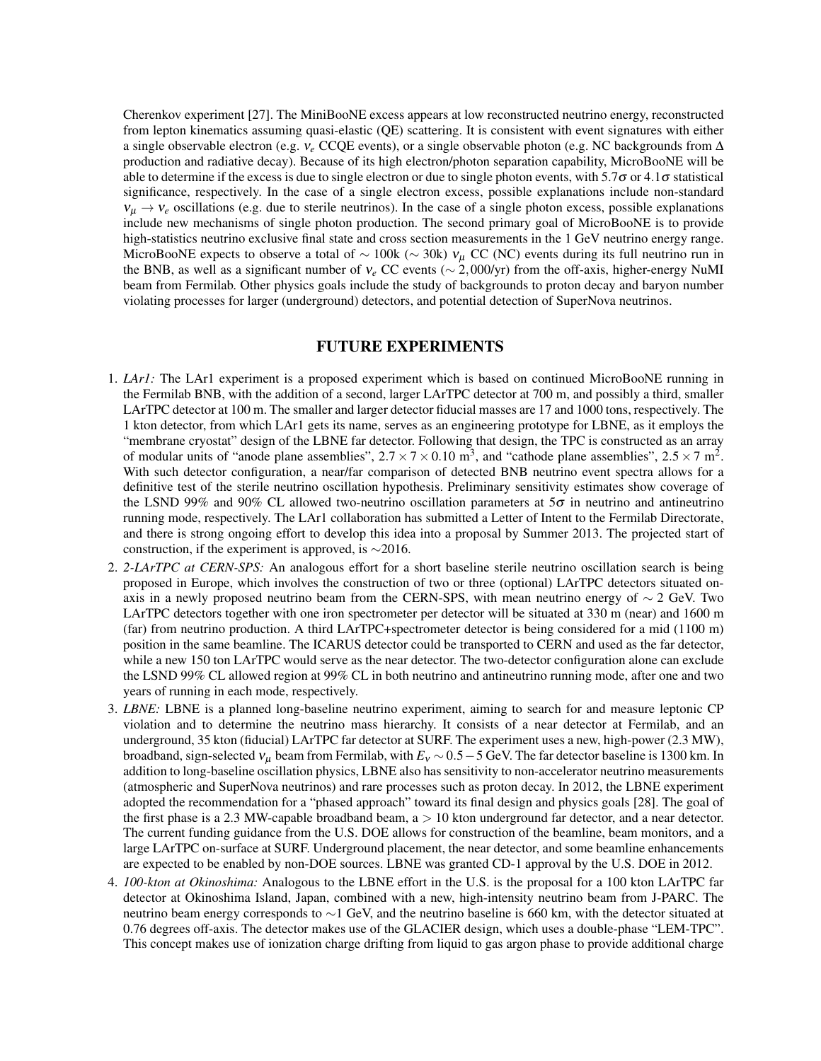Cherenkov experiment [27]. The MiniBooNE excess appears at low reconstructed neutrino energy, reconstructed from lepton kinematics assuming quasi-elastic (QE) scattering. It is consistent with event signatures with either a single observable electron (e.g. $\nu_e$ CCQE events), or a single observable photon (e.g. NC backgrounds from $\Delta$ production and radiative decay). Because of its high electron/photon separation capability, MicroBooNE will be able to determine if the excess is due to single electron or due to single photon events, with $5.7\sigma$ or $4.1\sigma$ statistical significance, respectively. In the case of a single electron excess, possible explanations include non-standard $\nu_\mu \to \nu_e$ oscillations (e.g. due to sterile neutrinos). In the case of a single photon excess, possible explanations include new mechanisms of single photon production. The second primary goal of MicroBooNE is to provide high-statistics neutrino exclusive final state and cross section measurements in the 1 GeV neutrino energy range. MicroBooNE expects to observe a total of $\sim$ 100k ($\sim$ 30k) $\nu_\mu$ CC (NC) events during its full neutrino run in the BNB, as well as a significant number of $\nu_e$ CC events ($\sim 2,000$/yr) from the off-axis, higher-energy NuMI beam from Fermilab. Other physics goals include the study of backgrounds to proton decay and baryon number violating processes for larger (underground) detectors, and potential detection of SuperNova neutrinos.

## FUTURE EXPERIMENTS

1. *LAr1:* The LAr1 experiment is a proposed experiment which is based on continued MicroBooNE running in the Fermilab BNB, with the addition of a second, larger LArTPC detector at 700 m, and possibly a third, smaller LArTPC detector at 100 m. The smaller and larger detector fiducial masses are 17 and 1000 tons, respectively. The 1 kton detector, from which LAr1 gets its name, serves as an engineering prototype for LBNE, as it employs the "membrane cryostat" design of the LBNE far detector. Following that design, the TPC is constructed as an array of modular units of "anode plane assemblies", $2.7 \times 7 \times 0.10$ m$^3$, and "cathode plane assemblies", $2.5 \times 7$ m$^2$. With such detector configuration, a near/far comparison of detected BNB neutrino event spectra allows for a definitive test of the sterile neutrino oscillation hypothesis. Preliminary sensitivity estimates show coverage of the LSND 99% and 90% CL allowed two-neutrino oscillation parameters at $5\sigma$ in neutrino and antineutrino running mode, respectively. The LAr1 collaboration has submitted a Letter of Intent to the Fermilab Directorate, and there is strong ongoing effort to develop this idea into a proposal by Summer 2013. The projected start of construction, if the experiment is approved, is $\sim$2016.
2. *2-LArTPC at CERN-SPS:* An analogous effort for a short baseline sterile neutrino oscillation search is being proposed in Europe, which involves the construction of two or three (optional) LArTPC detectors situated on-axis in a newly proposed neutrino beam from the CERN-SPS, with mean neutrino energy of $\sim$ 2 GeV. Two LArTPC detectors together with one iron spectrometer per detector will be situated at 330 m (near) and 1600 m (far) from neutrino production. A third LArTPC+spectrometer detector is being considered for a mid (1100 m) position in the same beamline. The ICARUS detector could be transported to CERN and used as the far detector, while a new 150 ton LArTPC would serve as the near detector. The two-detector configuration alone can exclude the LSND 99% CL allowed region at 99% CL in both neutrino and antineutrino running mode, after one and two years of running in each mode, respectively.
3. *LBNE:* LBNE is a planned long-baseline neutrino experiment, aiming to search for and measure leptonic CP violation and to determine the neutrino mass hierarchy. It consists of a near detector at Fermilab, and an underground, 35 kton (fiducial) LArTPC far detector at SURF. The experiment uses a new, high-power (2.3 MW), broadband, sign-selected $\nu_\mu$ beam from Fermilab, with $E_\nu \sim 0.5-5$ GeV. The far detector baseline is 1300 km. In addition to long-baseline oscillation physics, LBNE also has sensitivity to non-accelerator neutrino measurements (atmospheric and SuperNova neutrinos) and rare processes such as proton decay. In 2012, the LBNE experiment adopted the recommendation for a "phased approach" toward its final design and physics goals [28]. The goal of the first phase is a 2.3 MW-capable broadband beam, a $>$ 10 kton underground far detector, and a near detector. The current funding guidance from the U.S. DOE allows for construction of the beamline, beam monitors, and a large LArTPC on-surface at SURF. Underground placement, the near detector, and some beamline enhancements are expected to be enabled by non-DOE sources. LBNE was granted CD-1 approval by the U.S. DOE in 2012.
4. *100-kton at Okinoshima:* Analogous to the LBNE effort in the U.S. is the proposal for a 100 kton LArTPC far detector at Okinoshima Island, Japan, combined with a new, high-intensity neutrino beam from J-PARC. The neutrino beam energy corresponds to $\sim$1 GeV, and the neutrino baseline is 660 km, with the detector situated at 0.76 degrees off-axis. The detector makes use of the GLACIER design, which uses a double-phase "LEM-TPC". This concept makes use of ionization charge drifting from liquid to gas argon phase to provide additional charge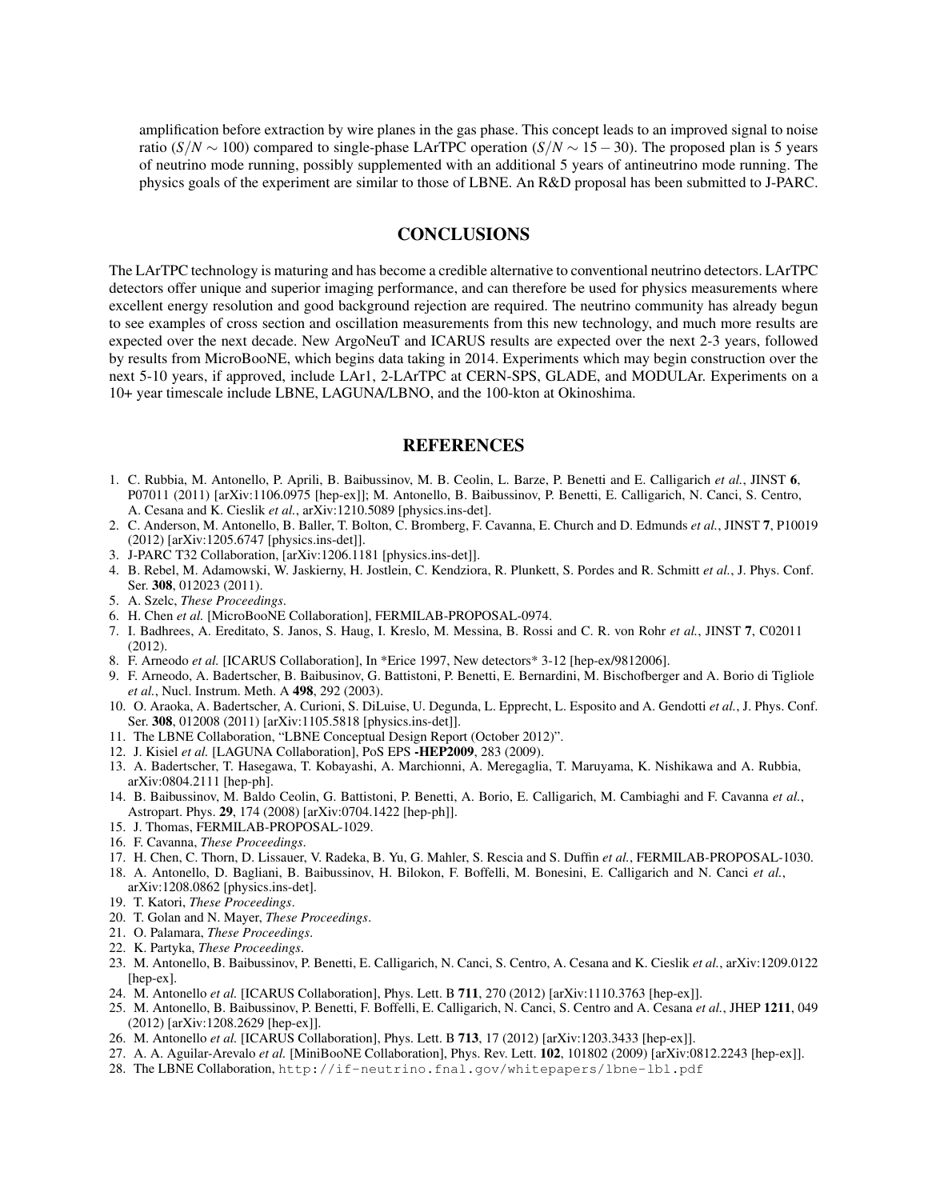amplification before extraction by wire planes in the gas phase. This concept leads to an improved signal to noise ratio ($S/N \sim 100$) compared to single-phase LArTPC operation ($S/N \sim 15-30$). The proposed plan is 5 years of neutrino mode running, possibly supplemented with an additional 5 years of antineutrino mode running. The physics goals of the experiment are similar to those of LBNE. An R&D proposal has been submitted to J-PARC.

## CONCLUSIONS

The LArTPC technology is maturing and has become a credible alternative to conventional neutrino detectors. LArTPC detectors offer unique and superior imaging performance, and can therefore be used for physics measurements where excellent energy resolution and good background rejection are required. The neutrino community has already begun to see examples of cross section and oscillation measurements from this new technology, and much more results are expected over the next decade. New ArgoNeuT and ICARUS results are expected over the next 2-3 years, followed by results from MicroBooNE, which begins data taking in 2014. Experiments which may begin construction over the next 5-10 years, if approved, include LAr1, 2-LArTPC at CERN-SPS, GLADE, and MODULAr. Experiments on a 10+ year timescale include LBNE, LAGUNA/LBNO, and the 100-kton at Okinoshima.

## REFERENCES

1. C. Rubbia, M. Antonello, P. Aprili, B. Baibussinov, M. B. Ceolin, L. Barze, P. Benetti and E. Calligarich *et al.*, JINST **6**, P07011 (2011) [arXiv:1106.0975 [hep-ex]]; M. Antonello, B. Baibussinov, P. Benetti, E. Calligarich, N. Canci, S. Centro, A. Cesana and K. Cieslik *et al.*, arXiv:1210.5089 [physics.ins-det].
2. C. Anderson, M. Antonello, B. Baller, T. Bolton, C. Bromberg, F. Cavanna, E. Church and D. Edmunds *et al.*, JINST **7**, P10019 (2012) [arXiv:1205.6747 [physics.ins-det]].
3. J-PARC T32 Collaboration, [arXiv:1206.1181 [physics.ins-det]].
4. B. Rebel, M. Adamowski, W. Jaskierny, H. Jostlein, C. Kendziora, R. Plunkett, S. Pordes and R. Schmitt *et al.*, J. Phys. Conf. Ser. **308**, 012023 (2011).
5. A. Szelc, *These Proceedings*.
6. H. Chen *et al.* [MicroBooNE Collaboration], FERMILAB-PROPOSAL-0974.
7. I. Badhrees, A. Ereditato, S. Janos, S. Haug, I. Kreslo, M. Messina, B. Rossi and C. R. von Rohr *et al.*, JINST **7**, C02011 (2012).
8. F. Arneodo *et al.* [ICARUS Collaboration], In *Erice 1997, New detectors* 3-12 [hep-ex/9812006].
9. F. Arneodo, A. Badertscher, B. Baibusinov, G. Battistoni, P. Benetti, E. Bernardini, M. Bischofberger and A. Borio di Tigliole *et al.*, Nucl. Instrum. Meth. A **498**, 292 (2003).
10. O. Araoka, A. Badertscher, A. Curioni, S. DiLuise, U. Degunda, L. Epprecht, L. Esposito and A. Gendotti *et al.*, J. Phys. Conf. Ser. **308**, 012008 (2011) [arXiv:1105.5818 [physics.ins-det]].
11. The LBNE Collaboration, "LBNE Conceptual Design Report (October 2012)".
12. J. Kisiel *et al.* [LAGUNA Collaboration], PoS EPS **-HEP2009**, 283 (2009).
13. A. Badertscher, T. Hasegawa, T. Kobayashi, A. Marchionni, A. Meregaglia, T. Maruyama, K. Nishikawa and A. Rubbia, arXiv:0804.2111 [hep-ph].
14. B. Baibussinov, M. Baldo Ceolin, G. Battistoni, P. Benetti, A. Borio, E. Calligarich, M. Cambiaghi and F. Cavanna *et al.*, Astropart. Phys. **29**, 174 (2008) [arXiv:0704.1422 [hep-ph]].
15. J. Thomas, FERMILAB-PROPOSAL-1029.
16. F. Cavanna, *These Proceedings*.
17. H. Chen, C. Thorn, D. Lissauer, V. Radeka, B. Yu, G. Mahler, S. Rescia and S. Duffin *et al.*, FERMILAB-PROPOSAL-1030.
18. A. Antonello, D. Bagliani, B. Baibussinov, H. Bilokon, F. Boffelli, M. Bonesini, E. Calligarich and N. Canci *et al.*, arXiv:1208.0862 [physics.ins-det].
19. T. Katori, *These Proceedings*.
20. T. Golan and N. Mayer, *These Proceedings*.
21. O. Palamara, *These Proceedings*.
22. K. Partyka, *These Proceedings*.
23. M. Antonello, B. Baibussinov, P. Benetti, E. Calligarich, N. Canci, S. Centro, A. Cesana and K. Cieslik *et al.*, arXiv:1209.0122 [hep-ex].
24. M. Antonello *et al.* [ICARUS Collaboration], Phys. Lett. B **711**, 270 (2012) [arXiv:1110.3763 [hep-ex]].
25. M. Antonello, B. Baibussinov, P. Benetti, F. Boffelli, E. Calligarich, N. Canci, S. Centro and A. Cesana *et al.*, JHEP **1211**, 049 (2012) [arXiv:1208.2629 [hep-ex]].
26. M. Antonello *et al.* [ICARUS Collaboration], Phys. Lett. B **713**, 17 (2012) [arXiv:1203.3433 [hep-ex]].
27. A. A. Aguilar-Arevalo *et al.* [MiniBooNE Collaboration], Phys. Rev. Lett. **102**, 101802 (2009) [arXiv:0812.2243 [hep-ex]].
28. The LBNE Collaboration, `http://if-neutrino.fnal.gov/whitepapers/lbne-lbl.pdf`